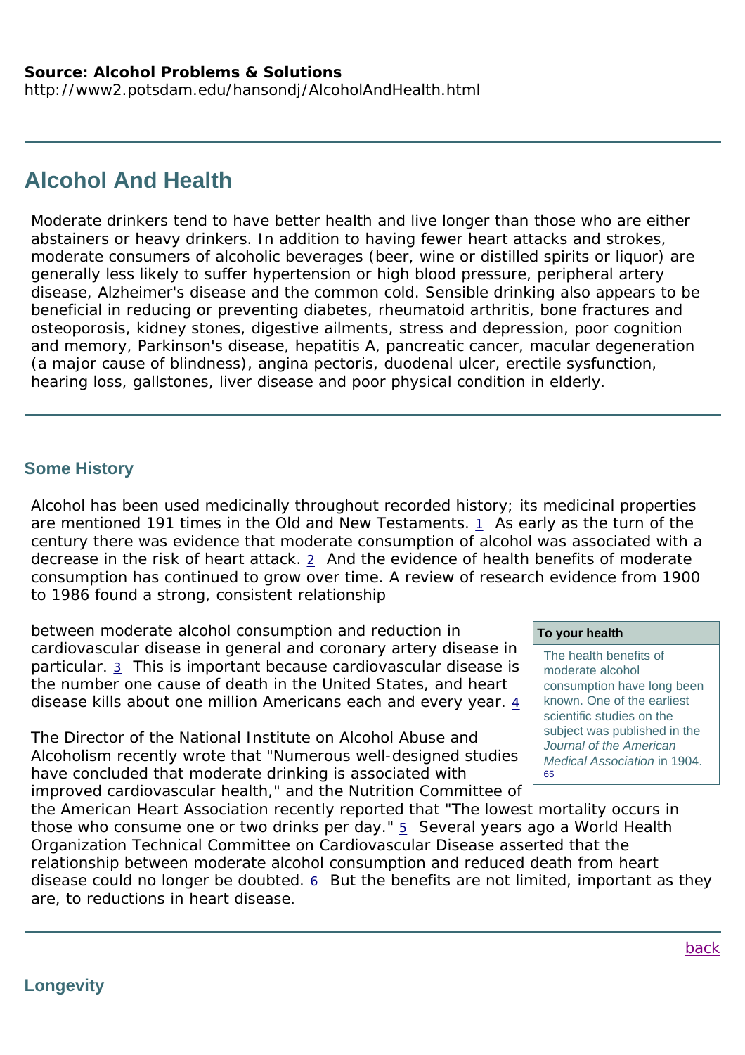**Source: Alcohol Problems & Solutions**
http://www2.potsdam.edu/hansondj/AlcoholAndHealth.html

---

# Alcohol And Health

Moderate drinkers tend to have better health and live longer than those who are either abstainers or heavy drinkers. In addition to having fewer heart attacks and strokes, moderate consumers of alcoholic beverages (beer, wine or distilled spirits or liquor) are generally less likely to suffer hypertension or high blood pressure, peripheral artery disease, Alzheimer's disease and the common cold. Sensible drinking also appears to be beneficial in reducing or preventing diabetes, rheumatoid arthritis, bone fractures and osteoporosis, kidney stones, digestive ailments, stress and depression, poor cognition and memory, Parkinson's disease, hepatitis A, pancreatic cancer, macular degeneration (a major cause of blindness), angina pectoris, duodenal ulcer, erectile sysfunction, hearing loss, gallstones, liver disease and poor physical condition in elderly.

---

## Some History

Alcohol has been used medicinally throughout recorded history; its medicinal properties are mentioned 191 times in the Old and New Testaments. [1] As early as the turn of the century there was evidence that moderate consumption of alcohol was associated with a decrease in the risk of heart attack. [2] And the evidence of health benefits of moderate consumption has continued to grow over time. A review of research evidence from 1900 to 1986 found a strong, consistent relationship between moderate alcohol consumption and reduction in cardiovascular disease in general and coronary artery disease in particular. [3] This is important because cardiovascular disease is the number one cause of death in the United States, and heart disease kills about one million Americans each and every year. [4]

> **To your health**
>
> The health benefits of moderate alcohol consumption have long been known. One of the earliest scientific studies on the subject was published in the *Journal of the American Medical Association* in 1904. [65]

The Director of the National Institute on Alcohol Abuse and Alcoholism recently wrote that "Numerous well-designed studies have concluded that moderate drinking is associated with improved cardiovascular health," and the Nutrition Committee of the American Heart Association recently reported that "The lowest mortality occurs in those who consume one or two drinks per day." [5] Several years ago a World Health Organization Technical Committee on Cardiovascular Disease asserted that the relationship between moderate alcohol consumption and reduced death from heart disease could no longer be doubted. [6] But the benefits are not limited, important as they are, to reductions in heart disease.

---

back

## Longevity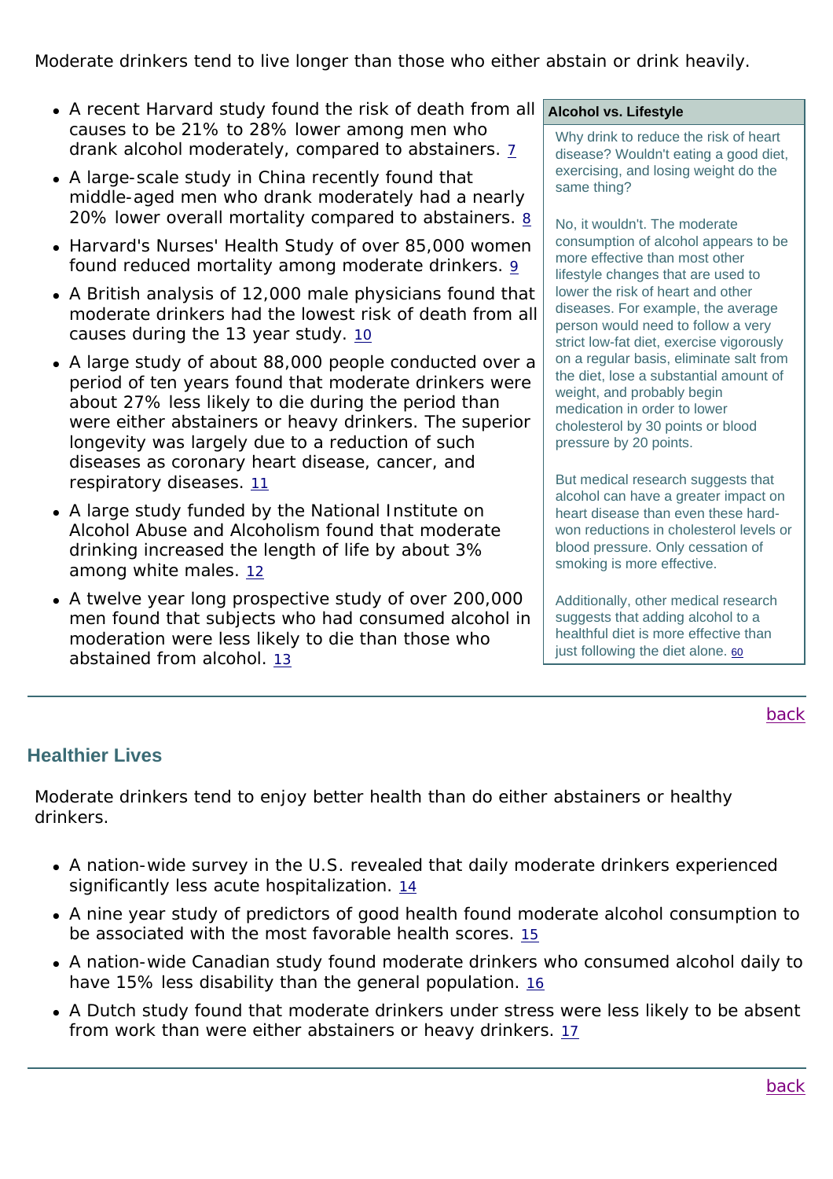Moderate drinkers tend to live longer than those who either abstain or drink heavily.

- A recent Harvard study found the risk of death from all causes to be 21% to 28% lower among men who drank alcohol moderately, compared to abstainers. 7
- A large-scale study in China recently found that middle-aged men who drank moderately had a nearly 20% lower overall mortality compared to abstainers. 8
- Harvard's Nurses' Health Study of over 85,000 women found reduced mortality among moderate drinkers. 9
- A British analysis of 12,000 male physicians found that moderate drinkers had the lowest risk of death from all causes during the 13 year study. 10
- A large study of about 88,000 people conducted over a period of ten years found that moderate drinkers were about 27% less likely to die during the period than were either abstainers or heavy drinkers. The superior longevity was largely due to a reduction of such diseases as coronary heart disease, cancer, and respiratory diseases. 11
- A large study funded by the National Institute on Alcohol Abuse and Alcoholism found that moderate drinking increased the length of life by about 3% among white males. 12
- A twelve year long prospective study of over 200,000 men found that subjects who had consumed alcohol in moderation were less likely to die than those who abstained from alcohol. 13

**Alcohol vs. Lifestyle**

Why drink to reduce the risk of heart disease? Wouldn't eating a good diet, exercising, and losing weight do the same thing?

No, it wouldn't. The moderate consumption of alcohol appears to be more effective than most other lifestyle changes that are used to lower the risk of heart and other diseases. For example, the average person would need to follow a very strict low-fat diet, exercise vigorously on a regular basis, eliminate salt from the diet, lose a substantial amount of weight, and probably begin medication in order to lower cholesterol by 30 points or blood pressure by 20 points.

But medical research suggests that alcohol can have a greater impact on heart disease than even these hard-won reductions in cholesterol levels or blood pressure. Only cessation of smoking is more effective.

Additionally, other medical research suggests that adding alcohol to a healthful diet is more effective than just following the diet alone. 60

back

## Healthier Lives

Moderate drinkers tend to enjoy better health than do either abstainers or healthy drinkers.

- A nation-wide survey in the U.S. revealed that daily moderate drinkers experienced significantly less acute hospitalization. 14
- A nine year study of predictors of good health found moderate alcohol consumption to be associated with the most favorable health scores. 15
- A nation-wide Canadian study found moderate drinkers who consumed alcohol daily to have 15% less disability than the general population. 16
- A Dutch study found that moderate drinkers under stress were less likely to be absent from work than were either abstainers or heavy drinkers. 17

back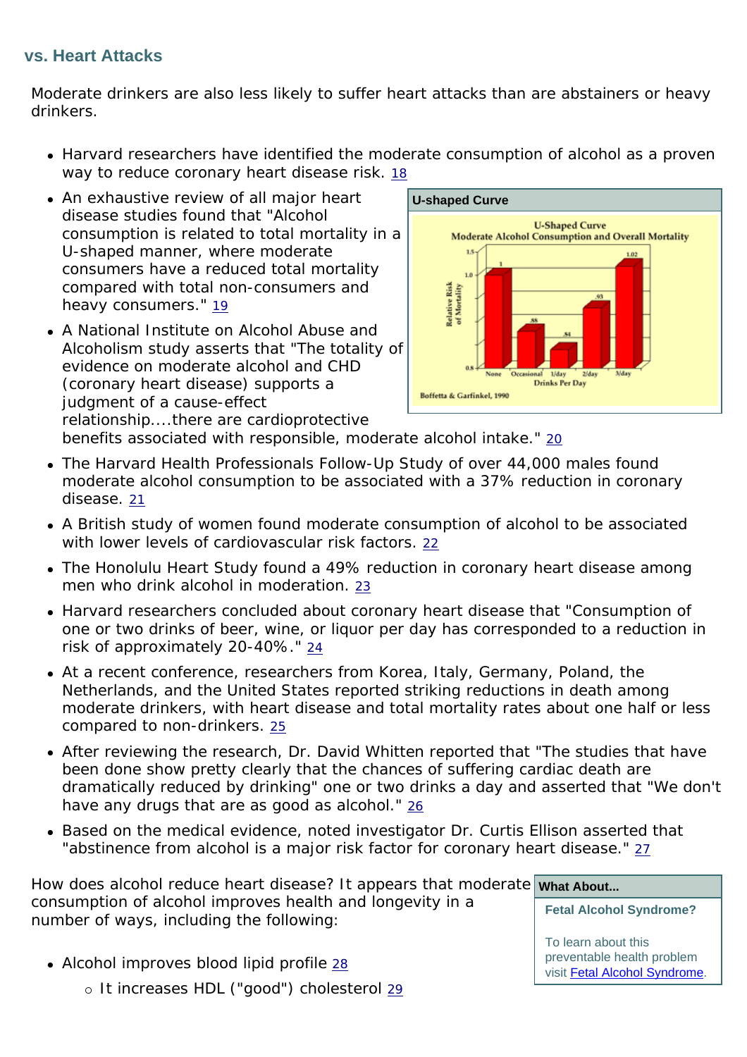## vs. Heart Attacks

Moderate drinkers are also less likely to suffer heart attacks than are abstainers or heavy drinkers.

- Harvard researchers have identified the moderate consumption of alcohol as a proven way to reduce coronary heart disease risk. [18]
- An exhaustive review of all major heart disease studies found that "Alcohol consumption is related to total mortality in a U-shaped manner, where moderate consumers have a reduced total mortality compared with total non-consumers and heavy consumers." [19]
- A National Institute on Alcohol Abuse and Alcoholism study asserts that "The totality of evidence on moderate alcohol and CHD (coronary heart disease) supports a judgment of a cause-effect relationship....there are cardioprotective benefits associated with responsible, moderate alcohol intake." [20]
- The Harvard Health Professionals Follow-Up Study of over 44,000 males found moderate alcohol consumption to be associated with a 37% reduction in coronary disease. [21]
- A British study of women found moderate consumption of alcohol to be associated with lower levels of cardiovascular risk factors. [22]
- The Honolulu Heart Study found a 49% reduction in coronary heart disease among men who drink alcohol in moderation. [23]
- Harvard researchers concluded about coronary heart disease that "Consumption of one or two drinks of beer, wine, or liquor per day has corresponded to a reduction in risk of approximately 20-40%." [24]
- At a recent conference, researchers from Korea, Italy, Germany, Poland, the Netherlands, and the United States reported striking reductions in death among moderate drinkers, with heart disease and total mortality rates about one half or less compared to non-drinkers. [25]
- After reviewing the research, Dr. David Whitten reported that "The studies that have been done show pretty clearly that the chances of suffering cardiac death are dramatically reduced by drinking" one or two drinks a day and asserted that "We don't have any drugs that are as good as alcohol." [26]
- Based on the medical evidence, noted investigator Dr. Curtis Ellison asserted that "abstinence from alcohol is a major risk factor for coronary heart disease." [27]

**U-shaped Curve**

U-Shaped Curve
Moderate Alcohol Consumption and Overall Mortality

| Drinks Per Day | Relative Risk of Mortality |
|---|---|
| None | 1 |
| Occasional | .88 |
| 1/day | .84 |
| 2/day | .93 |
| 3/day | 1.02 |

Boffetta & Garfinkel, 1990

How does alcohol reduce heart disease? It appears that moderate consumption of alcohol improves health and longevity in a number of ways, including the following:

- Alcohol improves blood lipid profile [28]
  - It increases HDL ("good") cholesterol [29]

**What About...**

**Fetal Alcohol Syndrome?**

To learn about this preventable health problem visit Fetal Alcohol Syndrome.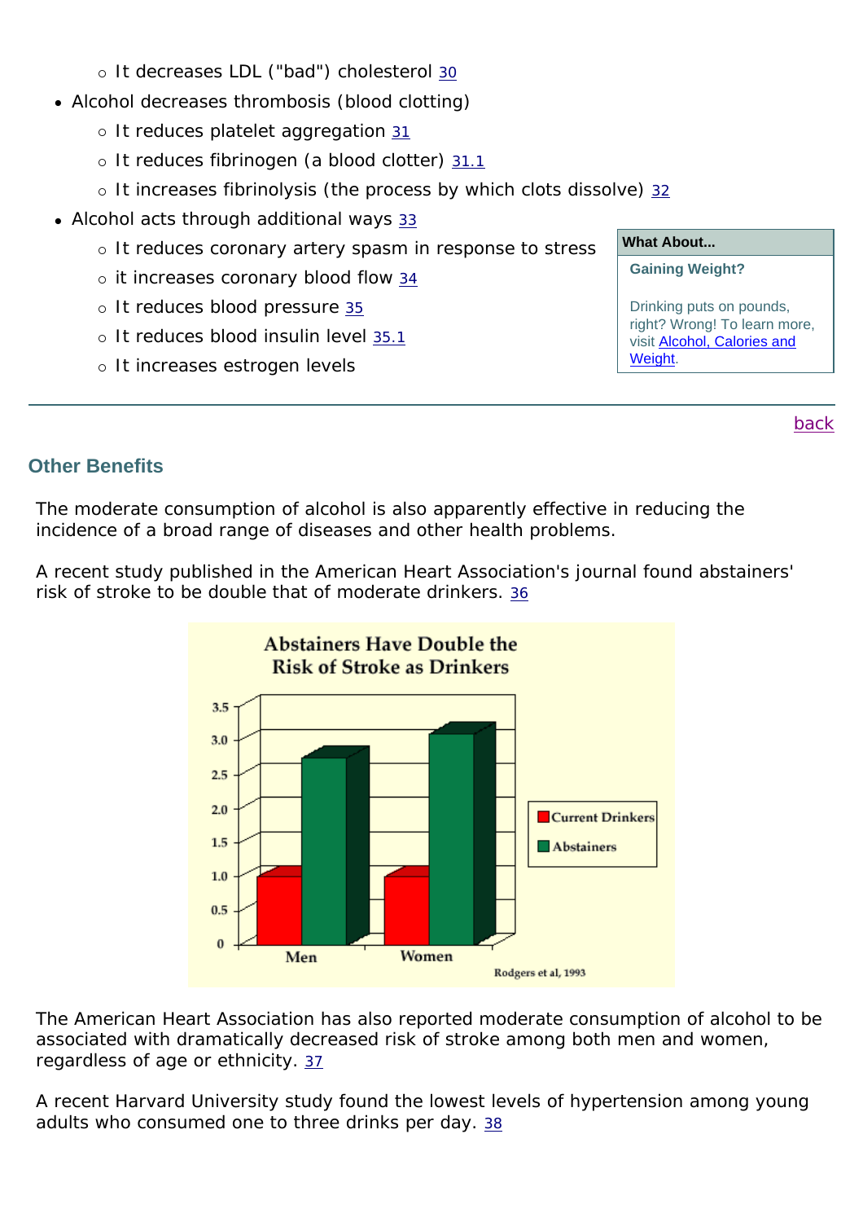- It decreases LDL ("bad") cholesterol 30
- Alcohol decreases thrombosis (blood clotting)
   - It reduces platelet aggregation 31
   - It reduces fibrinogen (a blood clotter) 31.1
   - It increases fibrinolysis (the process by which clots dissolve) 32
- Alcohol acts through additional ways 33
   - It reduces coronary artery spasm in response to stress
   - it increases coronary blood flow 34
   - It reduces blood pressure 35
   - It reduces blood insulin level 35.1
   - It increases estrogen levels

**What About...**

**Gaining Weight?**

Drinking puts on pounds, right? Wrong! To learn more, visit Alcohol, Calories and Weight.

---

back

## Other Benefits

The moderate consumption of alcohol is also apparently effective in reducing the incidence of a broad range of diseases and other health problems.

A recent study published in the American Heart Association's journal found abstainers' risk of stroke to be double that of moderate drinkers. 36

**Abstainers Have Double the Risk of Stroke as Drinkers**

| | Current Drinkers | Abstainers |
|---|---|---|
| Men | 1.0 | 2.7 |
| Women | 1.0 | 3.05 |

Rodgers et al, 1993

The American Heart Association has also reported moderate consumption of alcohol to be associated with dramatically decreased risk of stroke among both men and women, regardless of age or ethnicity. 37

A recent Harvard University study found the lowest levels of hypertension among young adults who consumed one to three drinks per day. 38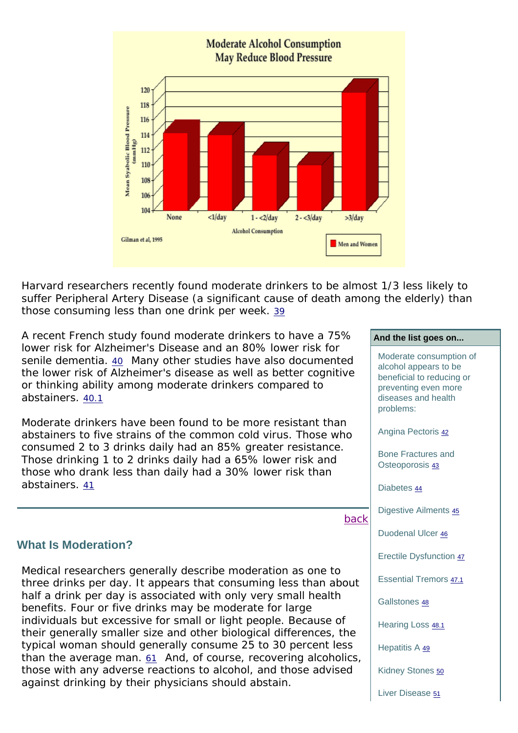**Moderate Alcohol Consumption May Reduce Blood Pressure**

Mean Syabolic Blood Pressure (mmHg)

| Alcohol Consumption | None | <1/day | 1 - <2/day | 2 - <3/day | >3/day |
|---|---|---|---|---|---|
| Men and Women | ~114 | ~113.7 | ~111 | ~109.5 | ~119 |

Gilman et al, 1995

Harvard researchers recently found moderate drinkers to be almost 1/3 less likely to suffer Peripheral Artery Disease (a significant cause of death among the elderly) than those consuming less than one drink per week. 39

A recent French study found moderate drinkers to have a 75% lower risk for Alzheimer's Disease and an 80% lower risk for senile dementia. 40 Many other studies have also documented the lower risk of Alzheimer's disease as well as better cognitive or thinking ability among moderate drinkers compared to abstainers. 40.1

Moderate drinkers have been found to be more resistant than abstainers to five strains of the common cold virus. Those who consumed 2 to 3 drinks daily had an 85% greater resistance. Those drinking 1 to 2 drinks daily had a 65% lower risk and those who drank less than daily had a 30% lower risk than abstainers. 41

back

**And the list goes on...**

Moderate consumption of alcohol appears to be beneficial to reducing or preventing even more diseases and health problems:

- Angina Pectoris 42
- Bone Fractures and Osteoporosis 43
- Diabetes 44
- Digestive Ailments 45
- Duodenal Ulcer 46
- Erectile Dysfunction 47
- Essential Tremors 47.1
- Gallstones 48
- Hearing Loss 48.1
- Hepatitis A 49
- Kidney Stones 50
- Liver Disease 51

## What Is Moderation?

Medical researchers generally describe moderation as one to three drinks per day. It appears that consuming less than about half a drink per day is associated with only very small health benefits. Four or five drinks may be moderate for large individuals but excessive for small or light people. Because of their generally smaller size and other biological differences, the typical woman should generally consume 25 to 30 percent less than the average man. 61 And, of course, recovering alcoholics, those with any adverse reactions to alcohol, and those advised against drinking by their physicians should abstain.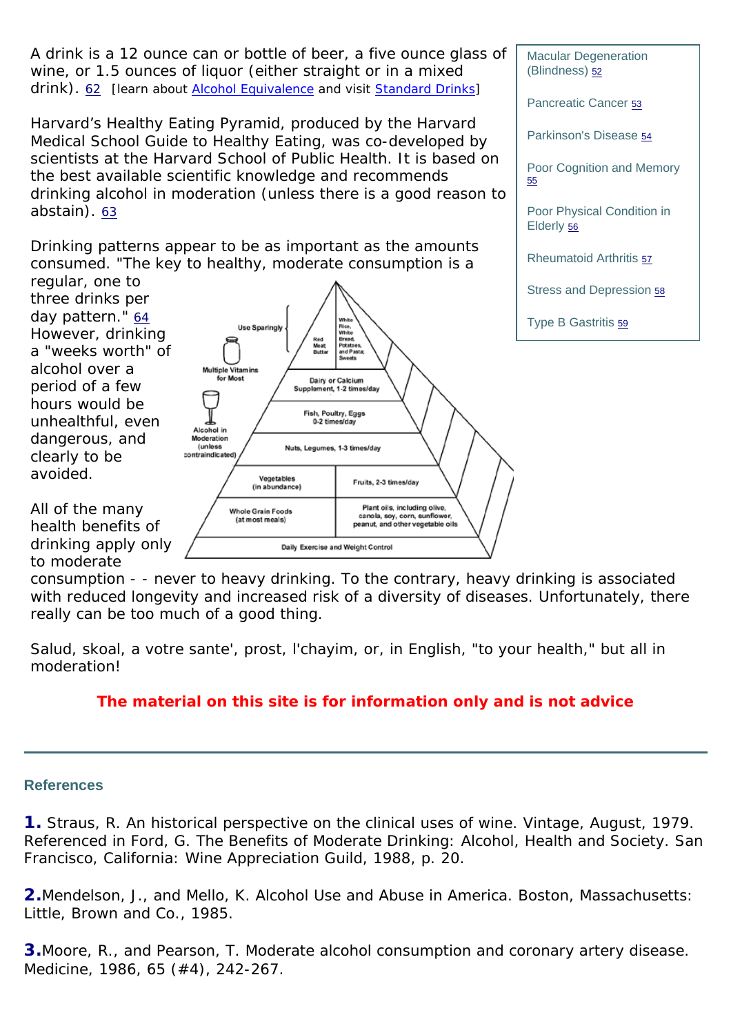A drink is a 12 ounce can or bottle of beer, a five ounce glass of wine, or 1.5 ounces of liquor (either straight or in a mixed drink). 62 [learn about Alcohol Equivalence and visit Standard Drinks]

Harvard's Healthy Eating Pyramid, produced by the Harvard Medical School Guide to Healthy Eating, was co-developed by scientists at the Harvard School of Public Health. It is based on the best available scientific knowledge and recommends drinking alcohol in moderation (unless there is a good reason to abstain). 63

Drinking patterns appear to be as important as the amounts consumed. "The key to healthy, moderate consumption is a regular, one to three drinks per day pattern." 64 However, drinking a "weeks worth" of alcohol over a period of a few hours would be unhealthful, even dangerous, and clearly to be avoided.

All of the many health benefits of drinking apply only to moderate consumption - - never to heavy drinking. To the contrary, heavy drinking is associated with reduced longevity and increased risk of a diversity of diseases. Unfortunately, there really can be too much of a good thing.

Salud, skoal, a votre sante', prost, l'chayim, or, in English, "to your health," but all in moderation!

**The material on this site is for information only and is not advice**

- Macular Degeneration (Blindness) 52
- Pancreatic Cancer 53
- Parkinson's Disease 54
- Poor Cognition and Memory 55
- Poor Physical Condition in Elderly 56
- Rheumatoid Arthritis 57
- Stress and Depression 58
- Type B Gastritis 59

---

### References

**1.** Straus, R. An historical perspective on the clinical uses of wine. Vintage, August, 1979. Referenced in Ford, G. The Benefits of Moderate Drinking: Alcohol, Health and Society. San Francisco, California: Wine Appreciation Guild, 1988, p. 20.

**2.** Mendelson, J., and Mello, K. Alcohol Use and Abuse in America. Boston, Massachusetts: Little, Brown and Co., 1985.

**3.** Moore, R., and Pearson, T. Moderate alcohol consumption and coronary artery disease. Medicine, 1986, 65 (#4), 242-267.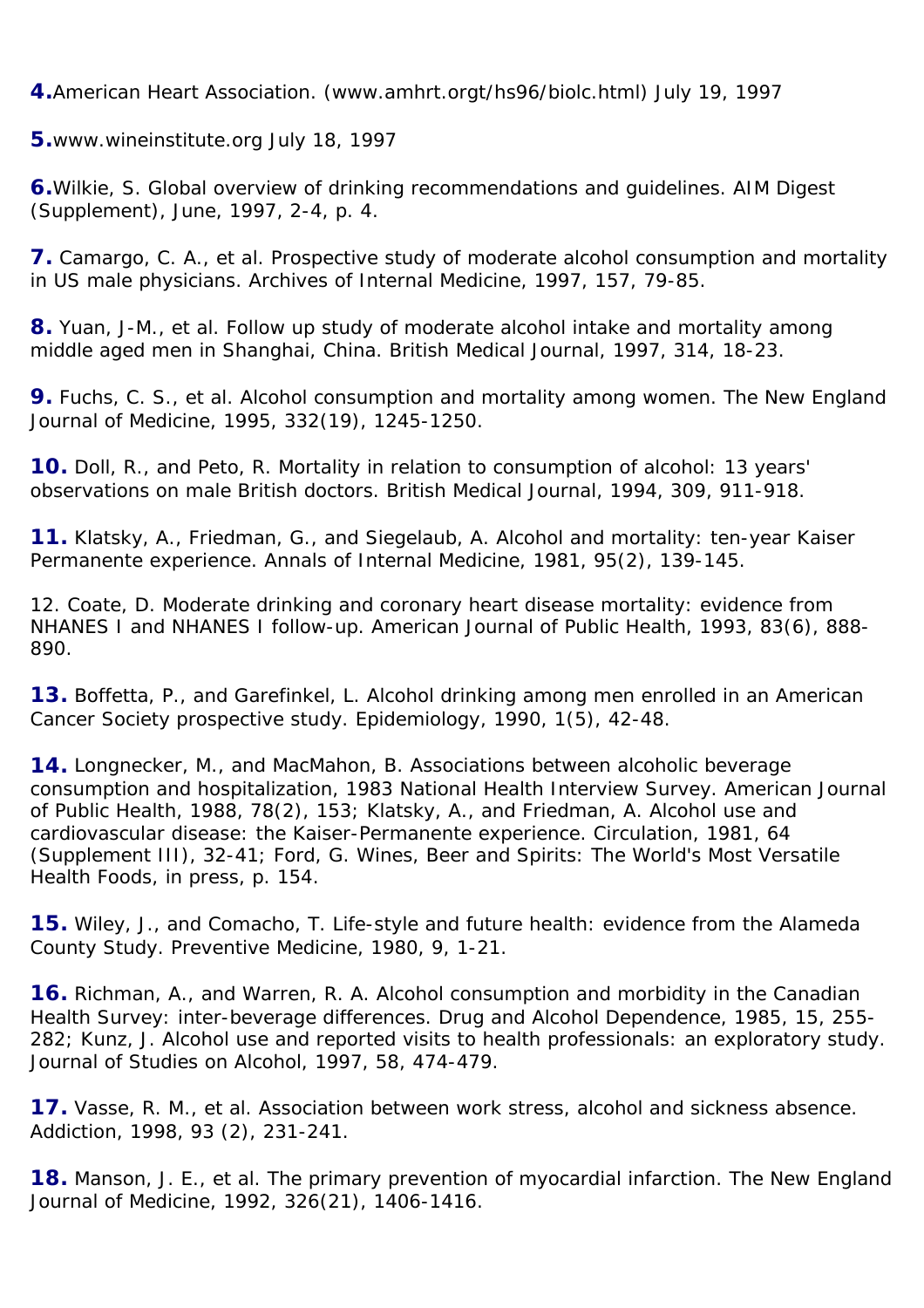**4.** American Heart Association. (www.amhrt.orgt/hs96/biolc.html) July 19, 1997

**5.** www.wineinstitute.org July 18, 1997

**6.** Wilkie, S. Global overview of drinking recommendations and guidelines. AIM Digest (Supplement), June, 1997, 2-4, p. 4.

**7.** Camargo, C. A., et al. Prospective study of moderate alcohol consumption and mortality in US male physicians. Archives of Internal Medicine, 1997, 157, 79-85.

**8.** Yuan, J-M., et al. Follow up study of moderate alcohol intake and mortality among middle aged men in Shanghai, China. British Medical Journal, 1997, 314, 18-23.

**9.** Fuchs, C. S., et al. Alcohol consumption and mortality among women. The New England Journal of Medicine, 1995, 332(19), 1245-1250.

**10.** Doll, R., and Peto, R. Mortality in relation to consumption of alcohol: 13 years' observations on male British doctors. British Medical Journal, 1994, 309, 911-918.

**11.** Klatsky, A., Friedman, G., and Siegelaub, A. Alcohol and mortality: ten-year Kaiser Permanente experience. Annals of Internal Medicine, 1981, 95(2), 139-145.

12. Coate, D. Moderate drinking and coronary heart disease mortality: evidence from NHANES I and NHANES I follow-up. American Journal of Public Health, 1993, 83(6), 888-890.

**13.** Boffetta, P., and Garefinkel, L. Alcohol drinking among men enrolled in an American Cancer Society prospective study. Epidemiology, 1990, 1(5), 42-48.

**14.** Longnecker, M., and MacMahon, B. Associations between alcoholic beverage consumption and hospitalization, 1983 National Health Interview Survey. American Journal of Public Health, 1988, 78(2), 153; Klatsky, A., and Friedman, A. Alcohol use and cardiovascular disease: the Kaiser-Permanente experience. Circulation, 1981, 64 (Supplement III), 32-41; Ford, G. Wines, Beer and Spirits: The World's Most Versatile Health Foods, in press, p. 154.

**15.** Wiley, J., and Comacho, T. Life-style and future health: evidence from the Alameda County Study. Preventive Medicine, 1980, 9, 1-21.

**16.** Richman, A., and Warren, R. A. Alcohol consumption and morbidity in the Canadian Health Survey: inter-beverage differences. Drug and Alcohol Dependence, 1985, 15, 255-282; Kunz, J. Alcohol use and reported visits to health professionals: an exploratory study. Journal of Studies on Alcohol, 1997, 58, 474-479.

**17.** Vasse, R. M., et al. Association between work stress, alcohol and sickness absence. Addiction, 1998, 93 (2), 231-241.

**18.** Manson, J. E., et al. The primary prevention of myocardial infarction. The New England Journal of Medicine, 1992, 326(21), 1406-1416.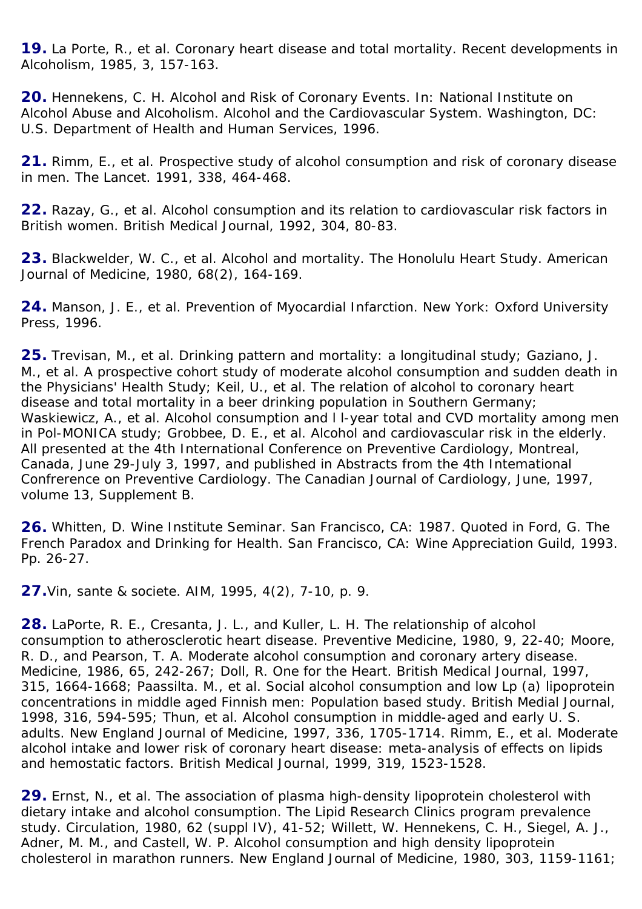**19.** La Porte, R., et al. Coronary heart disease and total mortality. Recent developments in Alcoholism, 1985, 3, 157-163.

**20.** Hennekens, C. H. Alcohol and Risk of Coronary Events. In: National Institute on Alcohol Abuse and Alcoholism. Alcohol and the Cardiovascular System. Washington, DC: U.S. Department of Health and Human Services, 1996.

**21.** Rimm, E., et al. Prospective study of alcohol consumption and risk of coronary disease in men. The Lancet. 1991, 338, 464-468.

**22.** Razay, G., et al. Alcohol consumption and its relation to cardiovascular risk factors in British women. British Medical Journal, 1992, 304, 80-83.

**23.** Blackwelder, W. C., et al. Alcohol and mortality. The Honolulu Heart Study. American Journal of Medicine, 1980, 68(2), 164-169.

**24.** Manson, J. E., et al. Prevention of Myocardial Infarction. New York: Oxford University Press, 1996.

**25.** Trevisan, M., et al. Drinking pattern and mortality: a longitudinal study; Gaziano, J. M., et al. A prospective cohort study of moderate alcohol consumption and sudden death in the Physicians' Health Study; Keil, U., et al. The relation of alcohol to coronary heart disease and total mortality in a beer drinking population in Southern Germany; Waskiewicz, A., et al. Alcohol consumption and l l-year total and CVD mortality among men in Pol-MONICA study; Grobbee, D. E., et al. Alcohol and cardiovascular risk in the elderly. All presented at the 4th International Conference on Preventive Cardiology, Montreal, Canada, June 29-July 3, 1997, and published in Abstracts from the 4th Intemational Confrerence on Preventive Cardiology. The Canadian Journal of Cardiology, June, 1997, volume 13, Supplement B.

**26.** Whitten, D. Wine Institute Seminar. San Francisco, CA: 1987. Quoted in Ford, G. The French Paradox and Drinking for Health. San Francisco, CA: Wine Appreciation Guild, 1993. Pp. 26-27.

**27.**Vin, sante & societe. AIM, 1995, 4(2), 7-10, p. 9.

**28.** LaPorte, R. E., Cresanta, J. L., and Kuller, L. H. The relationship of alcohol consumption to atherosclerotic heart disease. Preventive Medicine, 1980, 9, 22-40; Moore, R. D., and Pearson, T. A. Moderate alcohol consumption and coronary artery disease. Medicine, 1986, 65, 242-267; Doll, R. One for the Heart. British Medical Journal, 1997, 315, 1664-1668; Paassilta. M., et al. Social alcohol consumption and low Lp (a) lipoprotein concentrations in middle aged Finnish men: Population based study. British Medial Journal, 1998, 316, 594-595; Thun, et al. Alcohol consumption in middle-aged and early U. S. adults. New England Journal of Medicine, 1997, 336, 1705-1714. Rimm, E., et al. Moderate alcohol intake and lower risk of coronary heart disease: meta-analysis of effects on lipids and hemostatic factors. British Medical Journal, 1999, 319, 1523-1528.

**29.** Ernst, N., et al. The association of plasma high-density lipoprotein cholesterol with dietary intake and alcohol consumption. The Lipid Research Clinics program prevalence study. Circulation, 1980, 62 (suppl IV), 41-52; Willett, W. Hennekens, C. H., Siegel, A. J., Adner, M. M., and Castell, W. P. Alcohol consumption and high density lipoprotein cholesterol in marathon runners. New England Journal of Medicine, 1980, 303, 1159-1161;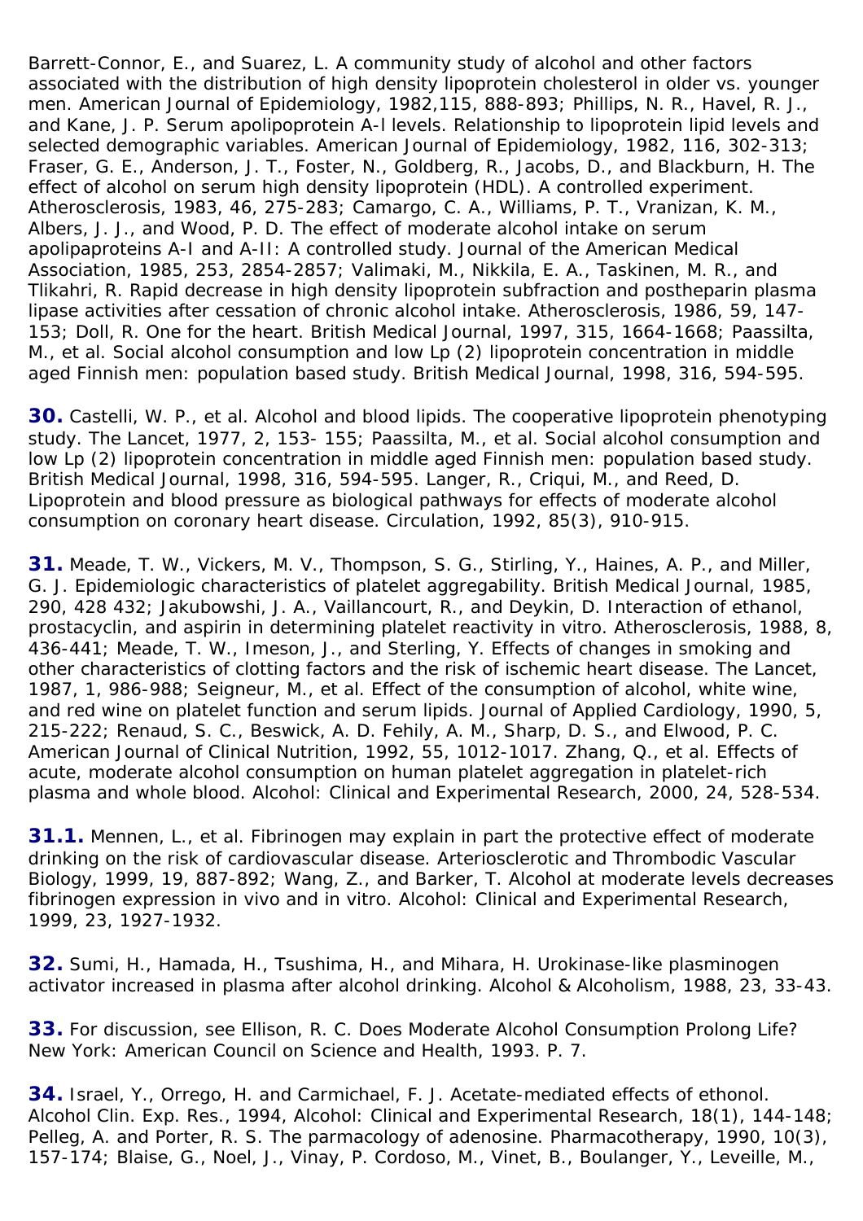Barrett-Connor, E., and Suarez, L. A community study of alcohol and other factors associated with the distribution of high density lipoprotein cholesterol in older vs. younger men. American Journal of Epidemiology, 1982,115, 888-893; Phillips, N. R., Havel, R. J., and Kane, J. P. Serum apolipoprotein A-l levels. Relationship to lipoprotein lipid levels and selected demographic variables. American Journal of Epidemiology, 1982, 116, 302-313; Fraser, G. E., Anderson, J. T., Foster, N., Goldberg, R., Jacobs, D., and Blackburn, H. The effect of alcohol on serum high density lipoprotein (HDL). A controlled experiment. Atherosclerosis, 1983, 46, 275-283; Camargo, C. A., Williams, P. T., Vranizan, K. M., Albers, J. J., and Wood, P. D. The effect of moderate alcohol intake on serum apolipaproteins A-I and A-II: A controlled study. Journal of the American Medical Association, 1985, 253, 2854-2857; Valimaki, M., Nikkila, E. A., Taskinen, M. R., and Tlikahri, R. Rapid decrease in high density lipoprotein subfraction and postheparin plasma lipase activities after cessation of chronic alcohol intake. Atherosclerosis, 1986, 59, 147-153; Doll, R. One for the heart. British Medical Journal, 1997, 315, 1664-1668; Paassilta, M., et al. Social alcohol consumption and low Lp (2) lipoprotein concentration in middle aged Finnish men: population based study. British Medical Journal, 1998, 316, 594-595.

**30.** Castelli, W. P., et al. Alcohol and blood lipids. The cooperative lipoprotein phenotyping study. The Lancet, 1977, 2, 153- 155; Paassilta, M., et al. Social alcohol consumption and low Lp (2) lipoprotein concentration in middle aged Finnish men: population based study. British Medical Journal, 1998, 316, 594-595. Langer, R., Criqui, M., and Reed, D. Lipoprotein and blood pressure as biological pathways for effects of moderate alcohol consumption on coronary heart disease. Circulation, 1992, 85(3), 910-915.

**31.** Meade, T. W., Vickers, M. V., Thompson, S. G., Stirling, Y., Haines, A. P., and Miller, G. J. Epidemiologic characteristics of platelet aggregability. British Medical Journal, 1985, 290, 428 432; Jakubowshi, J. A., Vaillancourt, R., and Deykin, D. Interaction of ethanol, prostacyclin, and aspirin in determining platelet reactivity in vitro. Atherosclerosis, 1988, 8, 436-441; Meade, T. W., Imeson, J., and Sterling, Y. Effects of changes in smoking and other characteristics of clotting factors and the risk of ischemic heart disease. The Lancet, 1987, 1, 986-988; Seigneur, M., et al. Effect of the consumption of alcohol, white wine, and red wine on platelet function and serum lipids. Journal of Applied Cardiology, 1990, 5, 215-222; Renaud, S. C., Beswick, A. D. Fehily, A. M., Sharp, D. S., and Elwood, P. C. American Journal of Clinical Nutrition, 1992, 55, 1012-1017. Zhang, Q., et al. Effects of acute, moderate alcohol consumption on human platelet aggregation in platelet-rich plasma and whole blood. Alcohol: Clinical and Experimental Research, 2000, 24, 528-534.

**31.1.** Mennen, L., et al. Fibrinogen may explain in part the protective effect of moderate drinking on the risk of cardiovascular disease. Arteriosclerotic and Thrombodic Vascular Biology, 1999, 19, 887-892; Wang, Z., and Barker, T. Alcohol at moderate levels decreases fibrinogen expression in vivo and in vitro. Alcohol: Clinical and Experimental Research, 1999, 23, 1927-1932.

**32.** Sumi, H., Hamada, H., Tsushima, H., and Mihara, H. Urokinase-like plasminogen activator increased in plasma after alcohol drinking. Alcohol & Alcoholism, 1988, 23, 33-43.

**33.** For discussion, see Ellison, R. C. Does Moderate Alcohol Consumption Prolong Life? New York: American Council on Science and Health, 1993. P. 7.

**34.** Israel, Y., Orrego, H. and Carmichael, F. J. Acetate-mediated effects of ethonol. Alcohol Clin. Exp. Res., 1994, Alcohol: Clinical and Experimental Research, 18(1), 144-148; Pelleg, A. and Porter, R. S. The parmacology of adenosine. Pharmacotherapy, 1990, 10(3), 157-174; Blaise, G., Noel, J., Vinay, P. Cordoso, M., Vinet, B., Boulanger, Y., Leveille, M.,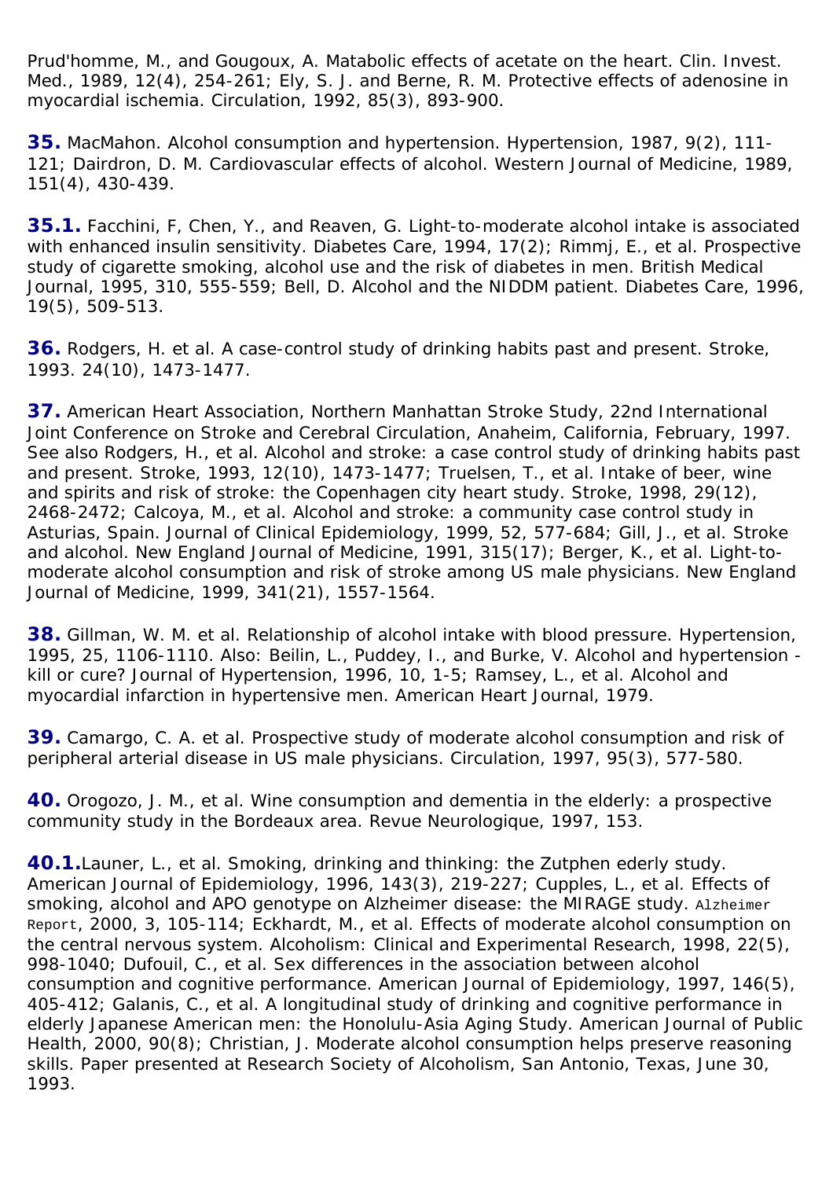Prud'homme, M., and Gougoux, A. Matabolic effects of acetate on the heart. Clin. Invest. Med., 1989, 12(4), 254-261; Ely, S. J. and Berne, R. M. Protective effects of adenosine in myocardial ischemia. Circulation, 1992, 85(3), 893-900.

**35.** MacMahon. Alcohol consumption and hypertension. Hypertension, 1987, 9(2), 111-121; Dairdron, D. M. Cardiovascular effects of alcohol. Western Journal of Medicine, 1989, 151(4), 430-439.

**35.1.** Facchini, F, Chen, Y., and Reaven, G. Light-to-moderate alcohol intake is associated with enhanced insulin sensitivity. Diabetes Care, 1994, 17(2); Rimmj, E., et al. Prospective study of cigarette smoking, alcohol use and the risk of diabetes in men. British Medical Journal, 1995, 310, 555-559; Bell, D. Alcohol and the NIDDM patient. Diabetes Care, 1996, 19(5), 509-513.

**36.** Rodgers, H. et al. A case-control study of drinking habits past and present. Stroke, 1993. 24(10), 1473-1477.

**37.** American Heart Association, Northern Manhattan Stroke Study, 22nd International Joint Conference on Stroke and Cerebral Circulation, Anaheim, California, February, 1997. See also Rodgers, H., et al. Alcohol and stroke: a case control study of drinking habits past and present. Stroke, 1993, 12(10), 1473-1477; Truelsen, T., et al. Intake of beer, wine and spirits and risk of stroke: the Copenhagen city heart study. Stroke, 1998, 29(12), 2468-2472; Calcoya, M., et al. Alcohol and stroke: a community case control study in Asturias, Spain. Journal of Clinical Epidemiology, 1999, 52, 577-684; Gill, J., et al. Stroke and alcohol. New England Journal of Medicine, 1991, 315(17); Berger, K., et al. Light-to-moderate alcohol consumption and risk of stroke among US male physicians. New England Journal of Medicine, 1999, 341(21), 1557-1564.

**38.** Gillman, W. M. et al. Relationship of alcohol intake with blood pressure. Hypertension, 1995, 25, 1106-1110. Also: Beilin, L., Puddey, I., and Burke, V. Alcohol and hypertension - kill or cure? Journal of Hypertension, 1996, 10, 1-5; Ramsey, L., et al. Alcohol and myocardial infarction in hypertensive men. American Heart Journal, 1979.

**39.** Camargo, C. A. et al. Prospective study of moderate alcohol consumption and risk of peripheral arterial disease in US male physicians. Circulation, 1997, 95(3), 577-580.

**40.** Orogozo, J. M., et al. Wine consumption and dementia in the elderly: a prospective community study in the Bordeaux area. Revue Neurologique, 1997, 153.

**40.1.** Launer, L., et al. Smoking, drinking and thinking: the Zutphen ederly study. American Journal of Epidemiology, 1996, 143(3), 219-227; Cupples, L., et al. Effects of smoking, alcohol and APO genotype on Alzheimer disease: the MIRAGE study. Alzheimer Report, 2000, 3, 105-114; Eckhardt, M., et al. Effects of moderate alcohol consumption on the central nervous system. Alcoholism: Clinical and Experimental Research, 1998, 22(5), 998-1040; Dufouil, C., et al. Sex differences in the association between alcohol consumption and cognitive performance. American Journal of Epidemiology, 1997, 146(5), 405-412; Galanis, C., et al. A longitudinal study of drinking and cognitive performance in elderly Japanese American men: the Honolulu-Asia Aging Study. American Journal of Public Health, 2000, 90(8); Christian, J. Moderate alcohol consumption helps preserve reasoning skills. Paper presented at Research Society of Alcoholism, San Antonio, Texas, June 30, 1993.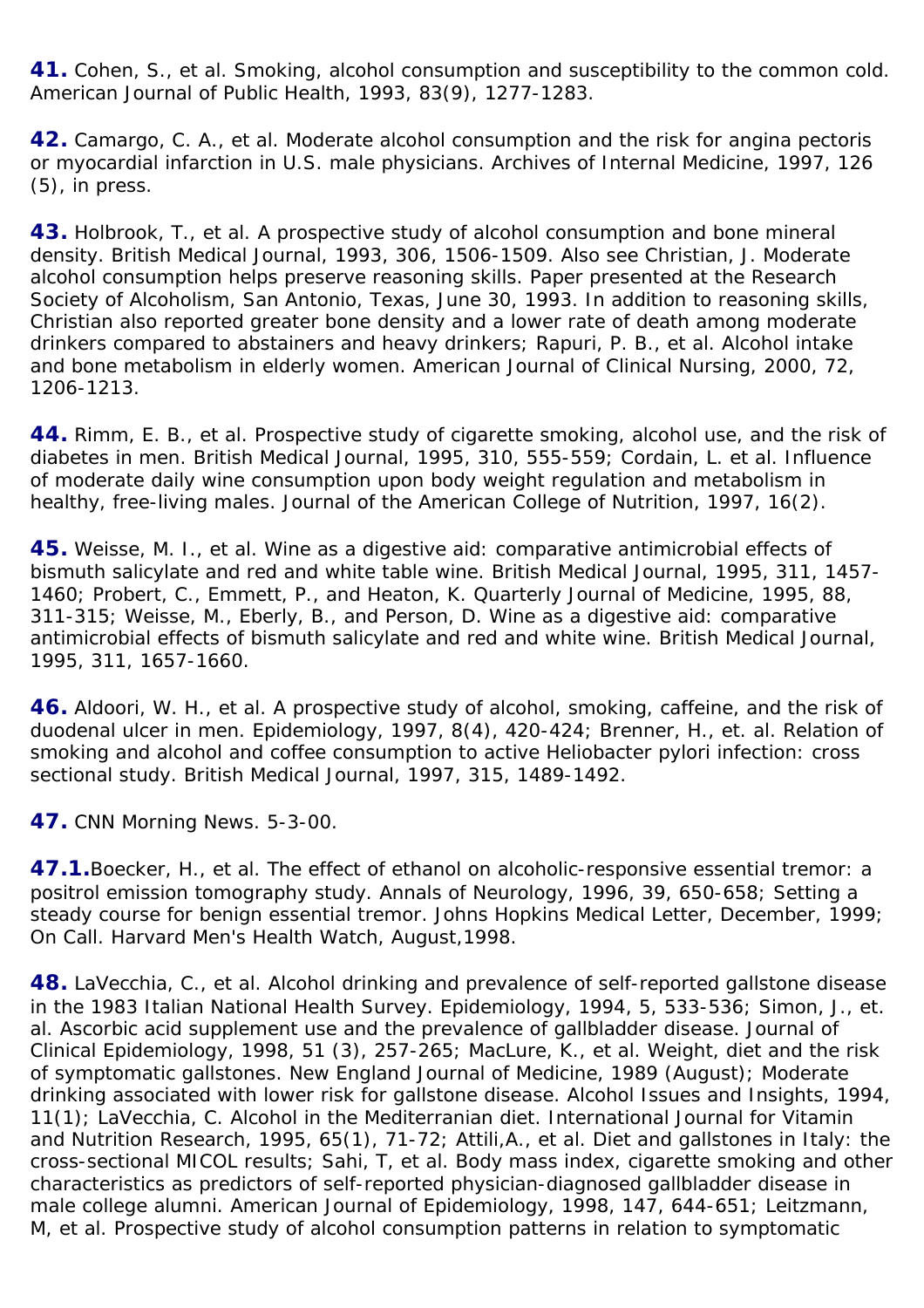**41.** Cohen, S., et al. Smoking, alcohol consumption and susceptibility to the common cold. American Journal of Public Health, 1993, 83(9), 1277-1283.

**42.** Camargo, C. A., et al. Moderate alcohol consumption and the risk for angina pectoris or myocardial infarction in U.S. male physicians. Archives of Internal Medicine, 1997, 126 (5), in press.

**43.** Holbrook, T., et al. A prospective study of alcohol consumption and bone mineral density. British Medical Journal, 1993, 306, 1506-1509. Also see Christian, J. Moderate alcohol consumption helps preserve reasoning skills. Paper presented at the Research Society of Alcoholism, San Antonio, Texas, June 30, 1993. In addition to reasoning skills, Christian also reported greater bone density and a lower rate of death among moderate drinkers compared to abstainers and heavy drinkers; Rapuri, P. B., et al. Alcohol intake and bone metabolism in elderly women. American Journal of Clinical Nursing, 2000, 72, 1206-1213.

**44.** Rimm, E. B., et al. Prospective study of cigarette smoking, alcohol use, and the risk of diabetes in men. British Medical Journal, 1995, 310, 555-559; Cordain, L. et al. Influence of moderate daily wine consumption upon body weight regulation and metabolism in healthy, free-living males. Journal of the American College of Nutrition, 1997, 16(2).

**45.** Weisse, M. I., et al. Wine as a digestive aid: comparative antimicrobial effects of bismuth salicylate and red and white table wine. British Medical Journal, 1995, 311, 1457-1460; Probert, C., Emmett, P., and Heaton, K. Quarterly Journal of Medicine, 1995, 88, 311-315; Weisse, M., Eberly, B., and Person, D. Wine as a digestive aid: comparative antimicrobial effects of bismuth salicylate and red and white wine. British Medical Journal, 1995, 311, 1657-1660.

**46.** Aldoori, W. H., et al. A prospective study of alcohol, smoking, caffeine, and the risk of duodenal ulcer in men. Epidemiology, 1997, 8(4), 420-424; Brenner, H., et. al. Relation of smoking and alcohol and coffee consumption to active Heliobacter pylori infection: cross sectional study. British Medical Journal, 1997, 315, 1489-1492.

**47.** CNN Morning News. 5-3-00.

**47.1.** Boecker, H., et al. The effect of ethanol on alcoholic-responsive essential tremor: a positrol emission tomography study. Annals of Neurology, 1996, 39, 650-658; Setting a steady course for benign essential tremor. Johns Hopkins Medical Letter, December, 1999; On Call. Harvard Men's Health Watch, August,1998.

**48.** LaVecchia, C., et al. Alcohol drinking and prevalence of self-reported gallstone disease in the 1983 Italian National Health Survey. Epidemiology, 1994, 5, 533-536; Simon, J., et. al. Ascorbic acid supplement use and the prevalence of gallbladder disease. Journal of Clinical Epidemiology, 1998, 51 (3), 257-265; MacLure, K., et al. Weight, diet and the risk of symptomatic gallstones. New England Journal of Medicine, 1989 (August); Moderate drinking associated with lower risk for gallstone disease. Alcohol Issues and Insights, 1994, 11(1); LaVecchia, C. Alcohol in the Mediterranian diet. International Journal for Vitamin and Nutrition Research, 1995, 65(1), 71-72; Attili,A., et al. Diet and gallstones in Italy: the cross-sectional MICOL results; Sahi, T, et al. Body mass index, cigarette smoking and other characteristics as predictors of self-reported physician-diagnosed gallbladder disease in male college alumni. American Journal of Epidemiology, 1998, 147, 644-651; Leitzmann, M, et al. Prospective study of alcohol consumption patterns in relation to symptomatic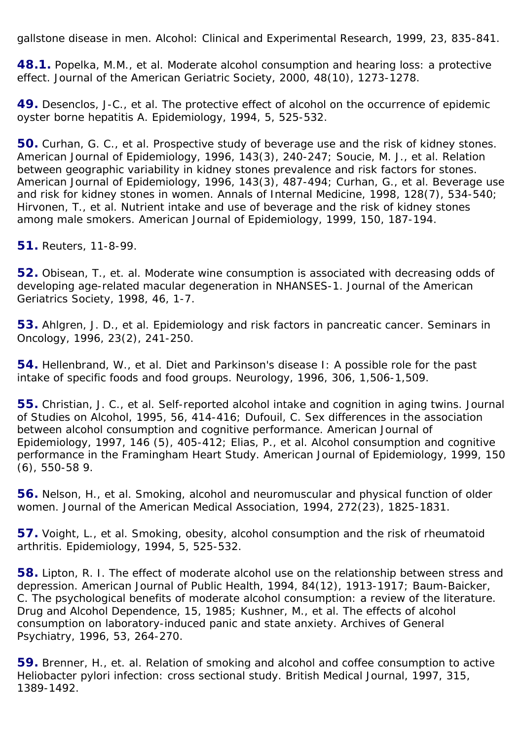gallstone disease in men. Alcohol: Clinical and Experimental Research, 1999, 23, 835-841.

**48.1.** Popelka, M.M., et al. Moderate alcohol consumption and hearing loss: a protective effect. Journal of the American Geriatric Society, 2000, 48(10), 1273-1278.

**49.** Desenclos, J-C., et al. The protective effect of alcohol on the occurrence of epidemic oyster borne hepatitis A. Epidemiology, 1994, 5, 525-532.

**50.** Curhan, G. C., et al. Prospective study of beverage use and the risk of kidney stones. American Journal of Epidemiology, 1996, 143(3), 240-247; Soucie, M. J., et al. Relation between geographic variability in kidney stones prevalence and risk factors for stones. American Journal of Epidemiology, 1996, 143(3), 487-494; Curhan, G., et al. Beverage use and risk for kidney stones in women. Annals of Internal Medicine, 1998, 128(7), 534-540; Hirvonen, T., et al. Nutrient intake and use of beverage and the risk of kidney stones among male smokers. American Journal of Epidemiology, 1999, 150, 187-194.

**51.** Reuters, 11-8-99.

**52.** Obisean, T., et. al. Moderate wine consumption is associated with decreasing odds of developing age-related macular degeneration in NHANSES-1. Journal of the American Geriatrics Society, 1998, 46, 1-7.

**53.** Ahlgren, J. D., et al. Epidemiology and risk factors in pancreatic cancer. Seminars in Oncology, 1996, 23(2), 241-250.

**54.** Hellenbrand, W., et al. Diet and Parkinson's disease I: A possible role for the past intake of specific foods and food groups. Neurology, 1996, 306, 1,506-1,509.

**55.** Christian, J. C., et al. Self-reported alcohol intake and cognition in aging twins. Journal of Studies on Alcohol, 1995, 56, 414-416; Dufouil, C. Sex differences in the association between alcohol consumption and cognitive performance. American Journal of Epidemiology, 1997, 146 (5), 405-412; Elias, P., et al. Alcohol consumption and cognitive performance in the Framingham Heart Study. American Journal of Epidemiology, 1999, 150 (6), 550-58 9.

**56.** Nelson, H., et al. Smoking, alcohol and neuromuscular and physical function of older women. Journal of the American Medical Association, 1994, 272(23), 1825-1831.

**57.** Voight, L., et al. Smoking, obesity, alcohol consumption and the risk of rheumatoid arthritis. Epidemiology, 1994, 5, 525-532.

**58.** Lipton, R. I. The effect of moderate alcohol use on the relationship between stress and depression. American Journal of Public Health, 1994, 84(12), 1913-1917; Baum-Baicker, C. The psychological benefits of moderate alcohol consumption: a review of the literature. Drug and Alcohol Dependence, 15, 1985; Kushner, M., et al. The effects of alcohol consumption on laboratory-induced panic and state anxiety. Archives of General Psychiatry, 1996, 53, 264-270.

**59.** Brenner, H., et. al. Relation of smoking and alcohol and coffee consumption to active Heliobacter pylori infection: cross sectional study. British Medical Journal, 1997, 315, 1389-1492.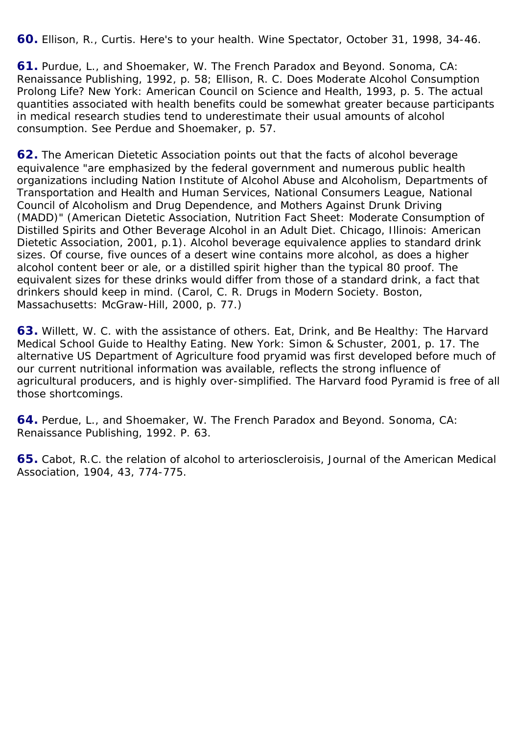**60.** Ellison, R., Curtis. Here's to your health. Wine Spectator, October 31, 1998, 34-46.

**61.** Purdue, L., and Shoemaker, W. The French Paradox and Beyond. Sonoma, CA: Renaissance Publishing, 1992, p. 58; Ellison, R. C. Does Moderate Alcohol Consumption Prolong Life? New York: American Council on Science and Health, 1993, p. 5. The actual quantities associated with health benefits could be somewhat greater because participants in medical research studies tend to underestimate their usual amounts of alcohol consumption. See Perdue and Shoemaker, p. 57.

**62.** The American Dietetic Association points out that the facts of alcohol beverage equivalence "are emphasized by the federal government and numerous public health organizations including Nation Institute of Alcohol Abuse and Alcoholism, Departments of Transportation and Health and Human Services, National Consumers League, National Council of Alcoholism and Drug Dependence, and Mothers Against Drunk Driving (MADD)" (American Dietetic Association, Nutrition Fact Sheet: Moderate Consumption of Distilled Spirits and Other Beverage Alcohol in an Adult Diet. Chicago, Illinois: American Dietetic Association, 2001, p.1). Alcohol beverage equivalence applies to standard drink sizes. Of course, five ounces of a desert wine contains more alcohol, as does a higher alcohol content beer or ale, or a distilled spirit higher than the typical 80 proof. The equivalent sizes for these drinks would differ from those of a standard drink, a fact that drinkers should keep in mind. (Carol, C. R. Drugs in Modern Society. Boston, Massachusetts: McGraw-Hill, 2000, p. 77.)

**63.** Willett, W. C. with the assistance of others. Eat, Drink, and Be Healthy: The Harvard Medical School Guide to Healthy Eating. New York: Simon & Schuster, 2001, p. 17. The alternative US Department of Agriculture food pryamid was first developed before much of our current nutritional information was available, reflects the strong influence of agricultural producers, and is highly over-simplified. The Harvard food Pyramid is free of all those shortcomings.

**64.** Perdue, L., and Shoemaker, W. The French Paradox and Beyond. Sonoma, CA: Renaissance Publishing, 1992. P. 63.

**65.** Cabot, R.C. the relation of alcohol to arterioscleroisis, Journal of the American Medical Association, 1904, 43, 774-775.